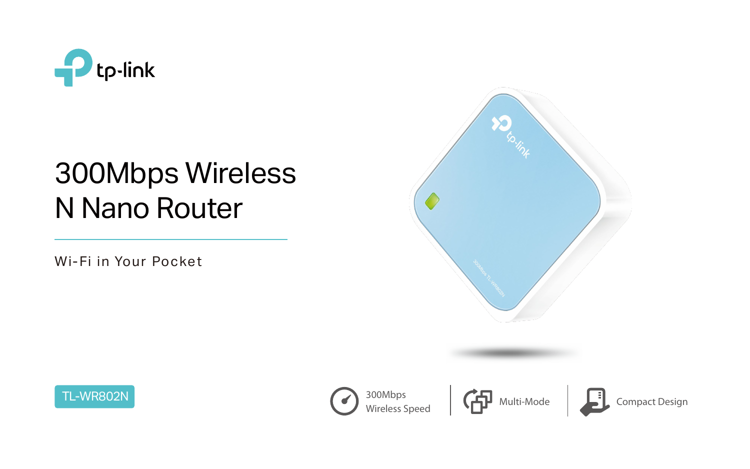tp-link

# 300Mbps Wireless N Nano Router

Wi-Fi in Your Pocket

TL-WR802N

300Mbps Wireless Speed

Multi-Mode

Compact Design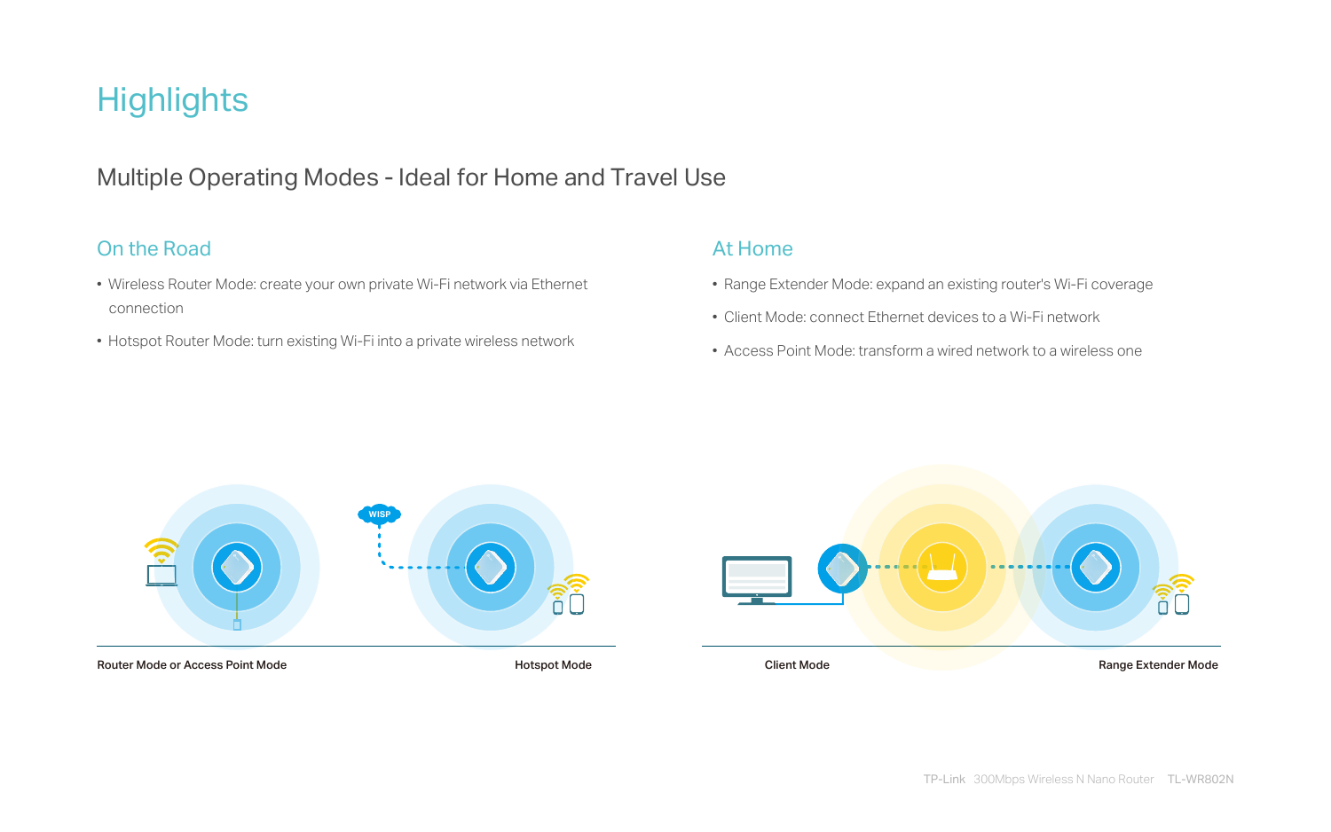# Highlights

## Multiple Operating Modes - Ideal for Home and Travel Use

### On the Road

- Wireless Router Mode: create your own private Wi-Fi network via Ethernet connection
- Hotspot Router Mode: turn existing Wi-Fi into a private wireless network

### At Home

- Range Extender Mode: expand an existing router's Wi-Fi coverage
- Client Mode: connect Ethernet devices to a Wi-Fi network
- Access Point Mode: transform a wired network to a wireless one

WISP

Router Mode or Access Point Mode

Hotspot Mode

Client Mode

Range Extender Mode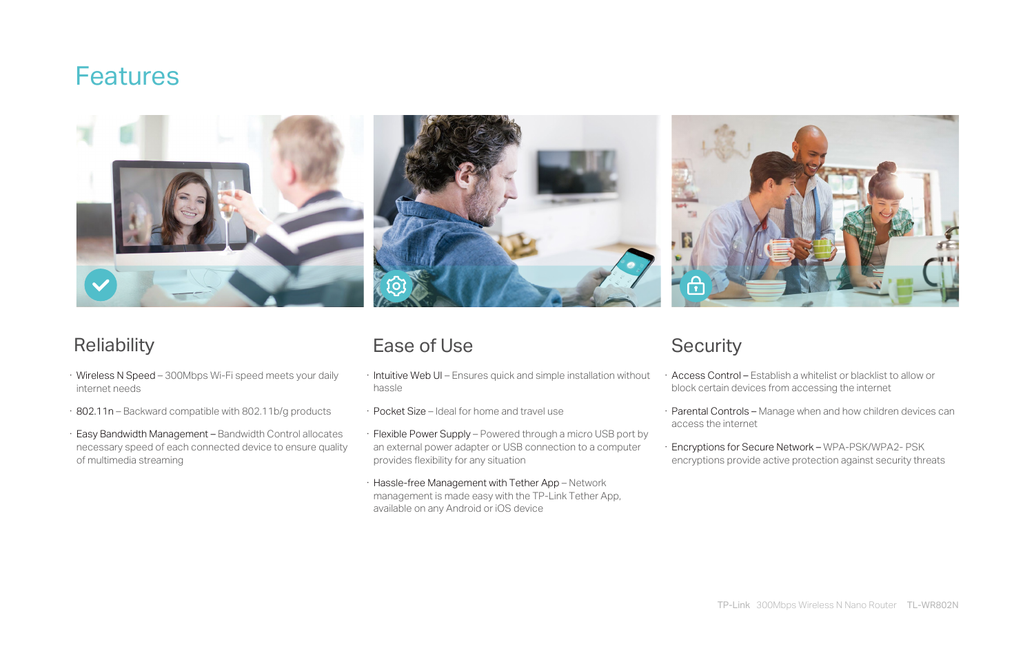# Features

## Reliability

- Wireless N Speed – 300Mbps Wi-Fi speed meets your daily internet needs
- 802.11n – Backward compatible with 802.11b/g products
- Easy Bandwidth Management – Bandwidth Control allocates necessary speed of each connected device to ensure quality of multimedia streaming

## Ease of Use

- Intuitive Web UI – Ensures quick and simple installation without hassle
- Pocket Size – Ideal for home and travel use
- Flexible Power Supply – Powered through a micro USB port by an external power adapter or USB connection to a computer provides flexibility for any situation
- Hassle-free Management with Tether App – Network management is made easy with the TP-Link Tether App, available on any Android or iOS device

## Security

- Access Control – Establish a whitelist or blacklist to allow or block certain devices from accessing the internet
- Parental Controls – Manage when and how children devices can access the internet
- Encryptions for Secure Network – WPA-PSK/WPA2- PSK encryptions provide active protection against security threats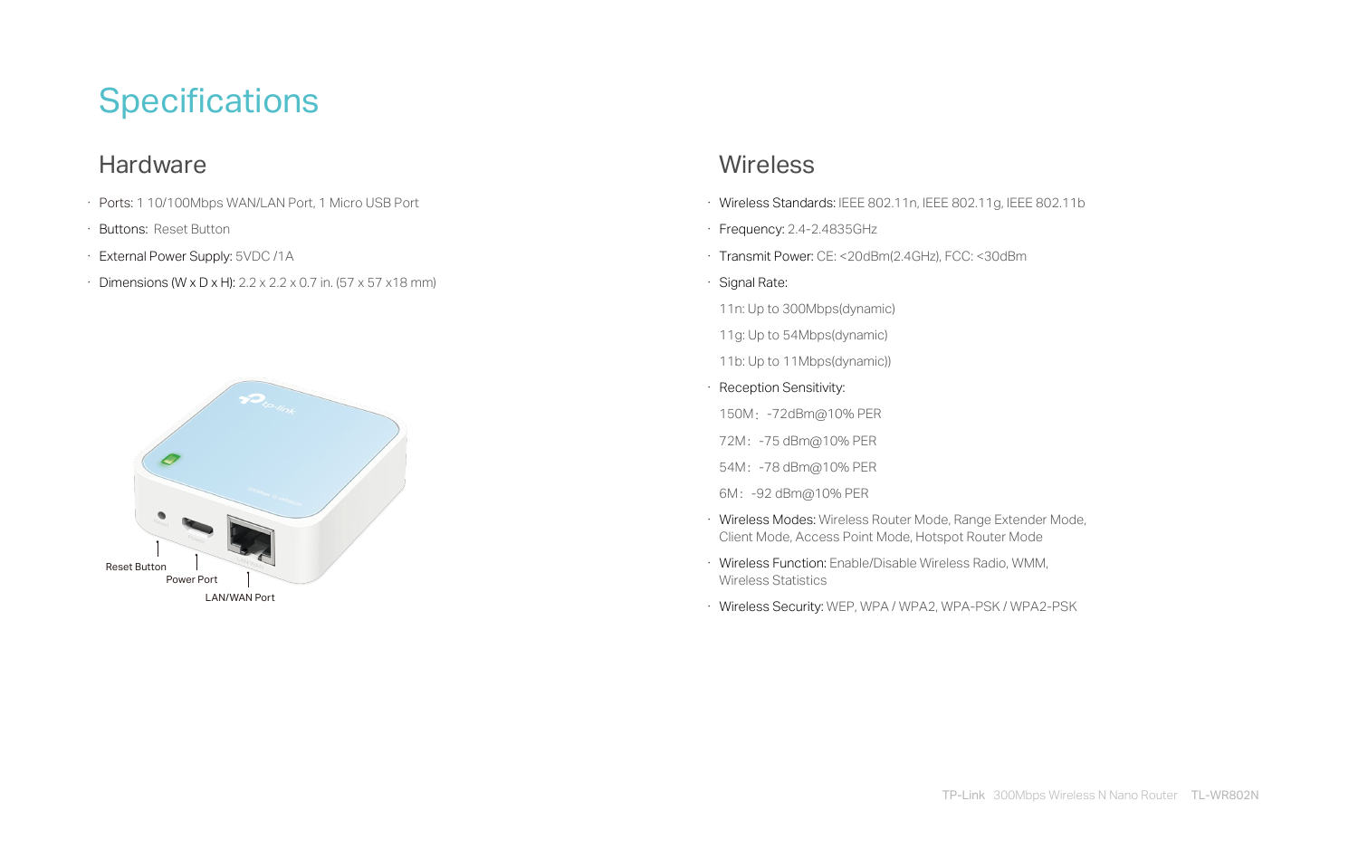# Specifications

## Hardware

- Ports: 1 10/100Mbps WAN/LAN Port, 1 Micro USB Port
- Buttons: Reset Button
- External Power Supply: 5VDC /1A
- Dimensions (W x D x H): 2.2 x 2.2 x 0.7 in. (57 x 57 x18 mm)

Reset Button

Power Port

LAN/WAN Port

## Wireless

- Wireless Standards: IEEE 802.11n, IEEE 802.11g, IEEE 802.11b
- Frequency: 2.4-2.4835GHz
- Transmit Power: CE: <20dBm(2.4GHz), FCC: <30dBm
- Signal Rate:

  11n: Up to 300Mbps(dynamic)

  11g: Up to 54Mbps(dynamic)

  11b: Up to 11Mbps(dynamic))
- Reception Sensitivity:

  150M：-72dBm@10% PER

  72M：-75 dBm@10% PER

  54M：-78 dBm@10% PER

  6M：-92 dBm@10% PER
- Wireless Modes: Wireless Router Mode, Range Extender Mode, Client Mode, Access Point Mode, Hotspot Router Mode
- Wireless Function: Enable/Disable Wireless Radio, WMM, Wireless Statistics
- Wireless Security: WEP, WPA / WPA2, WPA-PSK / WPA2-PSK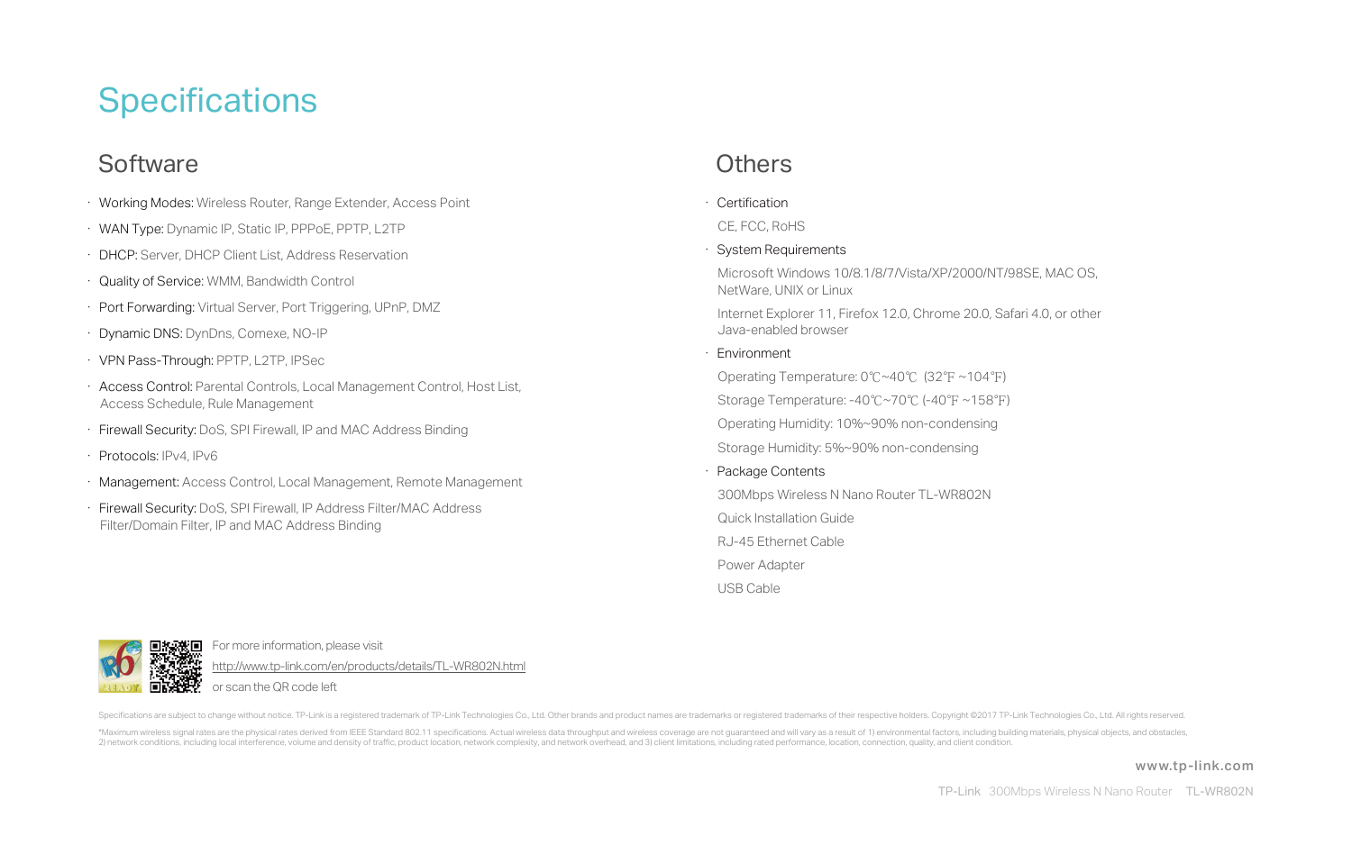# Specifications

## Software

- Working Modes: Wireless Router, Range Extender, Access Point
- WAN Type: Dynamic IP, Static IP, PPPoE, PPTP, L2TP
- DHCP: Server, DHCP Client List, Address Reservation
- Quality of Service: WMM, Bandwidth Control
- Port Forwarding: Virtual Server, Port Triggering, UPnP, DMZ
- Dynamic DNS: DynDns, Comexe, NO-IP
- VPN Pass-Through: PPTP, L2TP, IPSec
- Access Control: Parental Controls, Local Management Control, Host List, Access Schedule, Rule Management
- Firewall Security: DoS, SPI Firewall, IP and MAC Address Binding
- Protocols: IPv4, IPv6
- Management: Access Control, Local Management, Remote Management
- Firewall Security: DoS, SPI Firewall, IP Address Filter/MAC Address Filter/Domain Filter, IP and MAC Address Binding

## Others

- Certification

  CE, FCC, RoHS

- System Requirements

  Microsoft Windows 10/8.1/8/7/Vista/XP/2000/NT/98SE, MAC OS, NetWare, UNIX or Linux

  Internet Explorer 11, Firefox 12.0, Chrome 20.0, Safari 4.0, or other Java-enabled browser

- Environment

  Operating Temperature: 0℃~40℃ (32℉ ~104℉)

  Storage Temperature: -40℃~70℃ (-40℉ ~158℉)

  Operating Humidity: 10%~90% non-condensing

  Storage Humidity: 5%~90% non-condensing

- Package Contents

  300Mbps Wireless N Nano Router TL-WR802N

  Quick Installation Guide

  RJ-45 Ethernet Cable

  Power Adapter

  USB Cable

For more information, please visit
http://www.tp-link.com/en/products/details/TL-WR802N.html
or scan the QR code left

Specifications are subject to change without notice. TP-Link is a registered trademark of TP-Link Technologies Co., Ltd. Other brands and product names are trademarks or registered trademarks of their respective holders. Copyright ©2017 TP-Link Technologies Co., Ltd. All rights reserved.

*Maximum wireless signal rates are the physical rates derived from IEEE Standard 802.11 specifications. Actual wireless data throughput and wireless coverage are not guaranteed and will vary as a result of 1) environmental factors, including building materials, physical objects, and obstacles, 2) network conditions, including local interference, volume and density of traffic, product location, network complexity, and network overhead, and 3) client limitations, including rated performance, location, connection, quality, and client condition.

www.tp-link.com